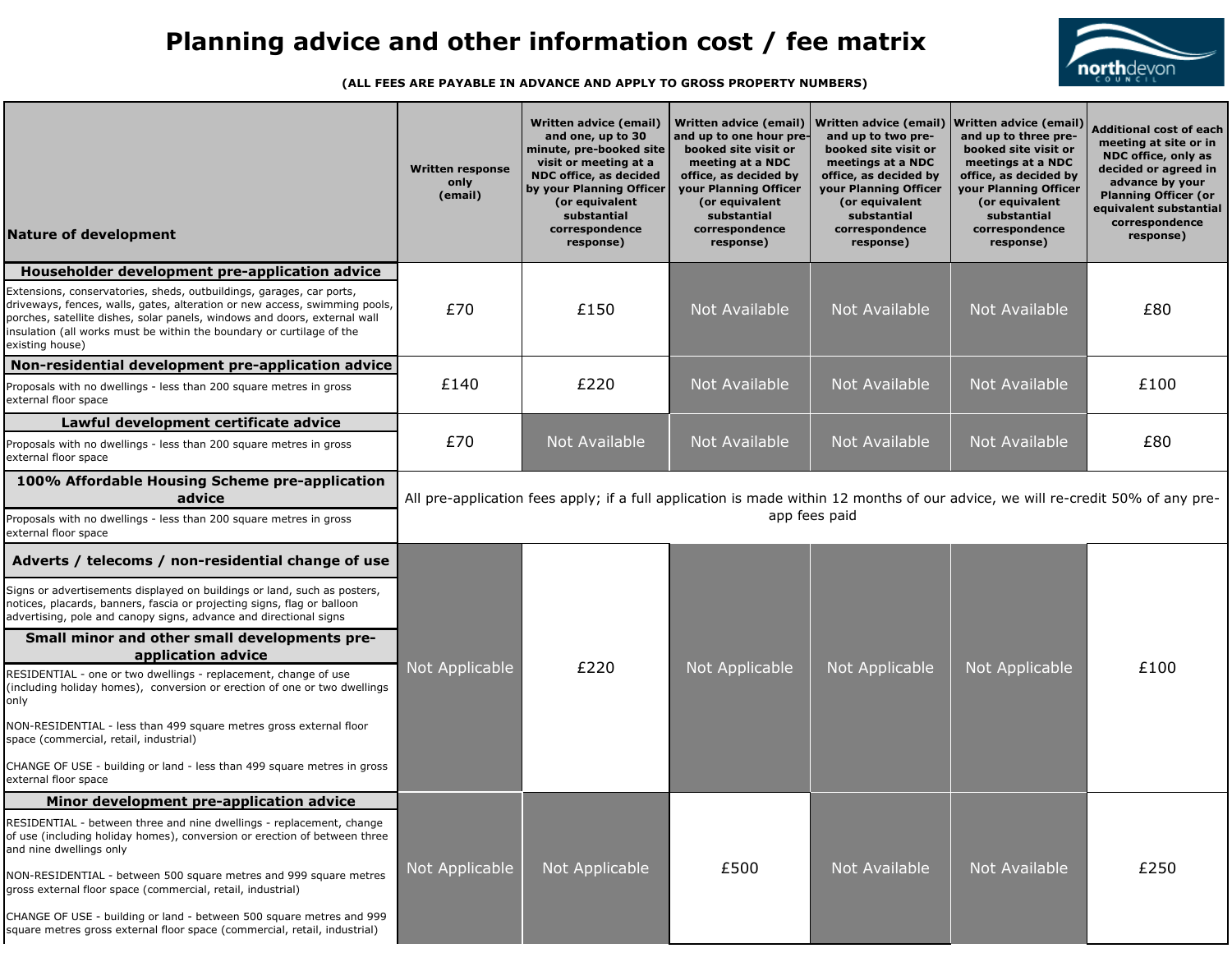# Planning advice and other information cost / fee matrix

**(ALL FEES ARE PAYABLE IN ADVANCE AND APPLY TO GROSS PROPERTY NUMBERS)**

| Nature of development | Written response only (email) | Written advice (email) and one, up to 30 minute, pre-booked site visit or meeting at a NDC office, as decided by your Planning Officer (or equivalent substantial correspondence response) | Written advice (email) and up to one hour pre-booked site visit or meeting at a NDC office, as decided by your Planning Officer (or equivalent substantial correspondence response) | Written advice (email) and up to two pre-booked site visit or meetings at a NDC office, as decided by your Planning Officer (or equivalent substantial correspondence response) | Written advice (email) and up to three pre-booked site visit or meetings at a NDC office, as decided by your Planning Officer (or equivalent substantial correspondence response) | Additional cost of each meeting at site or in NDC office, only as decided or agreed in advance by your Planning Officer (or equivalent substantial correspondence response) |
|---|---|---|---|---|---|---|
| **Householder development pre-application advice**<br>Extensions, conservatories, sheds, outbuildings, garages, car ports, driveways, fences, walls, gates, alteration or new access, swimming pools, porches, satellite dishes, solar panels, windows and doors, external wall insulation (all works must be within the boundary or curtilage of the existing house) | £70 | £150 | Not Available | Not Available | Not Available | £80 |
| **Non-residential development pre-application advice**<br>Proposals with no dwellings - less than 200 square metres in gross external floor space | £140 | £220 | Not Available | Not Available | Not Available | £100 |
| **Lawful development certificate advice**<br>Proposals with no dwellings - less than 200 square metres in gross external floor space | £70 | Not Available | Not Available | Not Available | Not Available | £80 |
| **100% Affordable Housing Scheme pre-application advice**<br>Proposals with no dwellings - less than 200 square metres in gross external floor space | All pre-application fees apply; if a full application is made within 12 months of our advice, we will re-credit 50% of any pre-app fees paid | | | | | |
| **Adverts / telecoms / non-residential change of use**<br>Signs or advertisements displayed on buildings or land, such as posters, notices, placards, banners, fascia or projecting signs, flag or balloon advertising, pole and canopy signs, advance and directional signs<br>**Small minor and other small developments pre-application advice**<br>RESIDENTIAL - one or two dwellings - replacement, change of use (including holiday homes), conversion or erection of one or two dwellings only<br>NON-RESIDENTIAL - less than 499 square metres gross external floor space (commercial, retail, industrial)<br>CHANGE OF USE - building or land - less than 499 square metres in gross external floor space | Not Applicable | £220 | Not Applicable | Not Applicable | Not Applicable | £100 |
| **Minor development pre-application advice**<br>RESIDENTIAL - between three and nine dwellings - replacement, change of use (including holiday homes), conversion or erection of between three and nine dwellings only<br>NON-RESIDENTIAL - between 500 square metres and 999 square metres gross external floor space (commercial, retail, industrial)<br>CHANGE OF USE - building or land - between 500 square metres and 999 square metres gross external floor space (commercial, retail, industrial) | Not Applicable | Not Applicable | £500 | Not Available | Not Available | £250 |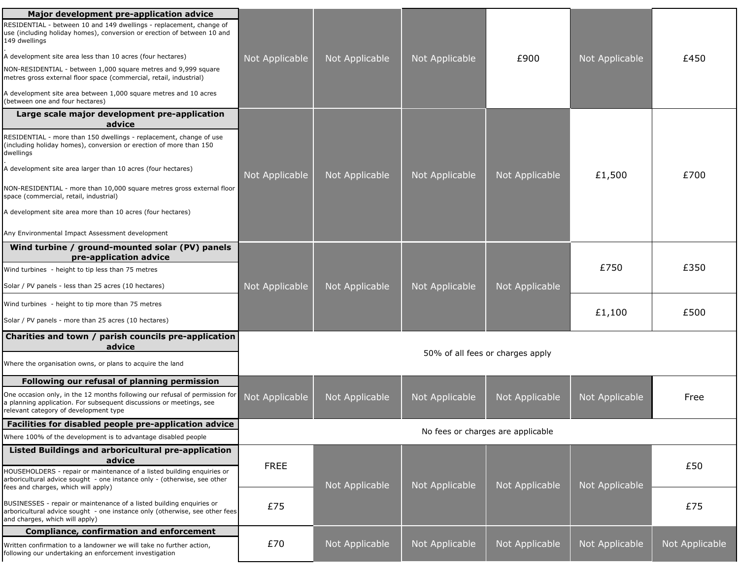| | | | | | | |
|---|---|---|---|---|---|---|
| **Major development pre-application advice** | | | | | | |
| RESIDENTIAL - between 10 and 149 dwellings - replacement, change of use (including holiday homes), conversion or erection of between 10 and 149 dwellings<br>.<br>A development site area less than 10 acres (four hectares)<br>NON-RESIDENTIAL - between 1,000 square metres and 9,999 square metres gross external floor space (commercial, retail, industrial)<br>A development site area between 1,000 square metres and 10 acres (between one and four hectares) | Not Applicable | Not Applicable | Not Applicable | £900 | Not Applicable | £450 |
| **Large scale major development pre-application advice** | | | | | | |
| RESIDENTIAL - more than 150 dwellings - replacement, change of use (including holiday homes), conversion or erection of more than 150 dwellings<br>.<br>A development site area larger than 10 acres (four hectares)<br>NON-RESIDENTIAL - more than 10,000 square metres gross external floor space (commercial, retail, industrial)<br>A development site area more than 10 acres (four hectares)<br>Any Environmental Impact Assessment development | Not Applicable | Not Applicable | Not Applicable | Not Applicable | £1,500 | £700 |
| **Wind turbine / ground-mounted solar (PV) panels pre-application advice** | | | | | | |
| Wind turbines - height to tip less than 75 metres<br>Solar / PV panels - less than 25 acres (10 hectares) | Not Applicable | Not Applicable | Not Applicable | Not Applicable | £750 | £350 |
| Wind turbines - height to tip more than 75 metres<br>Solar / PV panels - more than 25 acres (10 hectares) | Not Applicable | Not Applicable | Not Applicable | Not Applicable | £1,100 | £500 |
| **Charities and town / parish councils pre-application advice** | | | | | | |
| Where the organisation owns, or plans to acquire the land | 50% of all fees or charges apply | | | | | |
| **Following our refusal of planning permission** | | | | | | |
| One occasion only, in the 12 months following our refusal of permission for a planning application. For subsequent discussions or meetings, see relevant category of development type | Not Applicable | Not Applicable | Not Applicable | Not Applicable | Not Applicable | Free |
| **Facilities for disabled people pre-application advice** | | | | | | |
| Where 100% of the development is to advantage disabled people | No fees or charges are applicable | | | | | |
| **Listed Buildings and arboricultural pre-application advice** | | | | | | |
| HOUSEHOLDERS - repair or maintenance of a listed building enquiries or arboricultural advice sought - one instance only - (otherwise, see other fees and charges, which will apply) | FREE | Not Applicable | Not Applicable | Not Applicable | Not Applicable | £50 |
| BUSINESSES - repair or maintenance of a listed building enquiries or arboricultural advice sought - one instance only (otherwise, see other fees and charges, which will apply) | £75 | Not Applicable | Not Applicable | Not Applicable | Not Applicable | £75 |
| **Compliance, confirmation and enforcement** | | | | | | |
| Written confirmation to a landowner we will take no further action, following our undertaking an enforcement investigation | £70 | Not Applicable | Not Applicable | Not Applicable | Not Applicable | Not Applicable |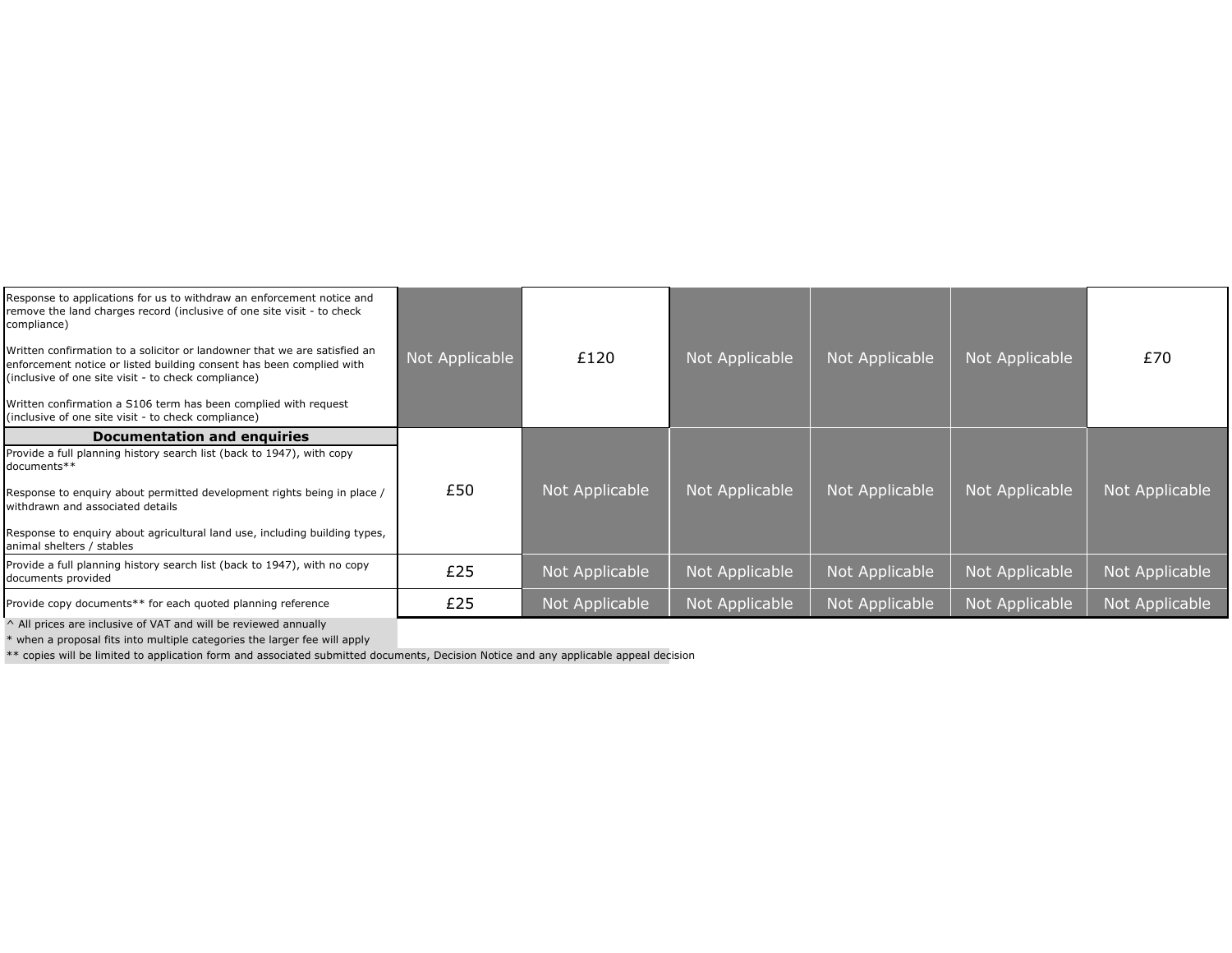| | | | | | | |
|---|---|---|---|---|---|---|
| Response to applications for us to withdraw an enforcement notice and remove the land charges record (inclusive of one site visit - to check compliance)<br><br>Written confirmation to a solicitor or landowner that we are satisfied an enforcement notice or listed building consent has been complied with (inclusive of one site visit - to check compliance)<br><br>Written confirmation a S106 term has been complied with request (inclusive of one site visit - to check compliance) | Not Applicable | £120 | Not Applicable | Not Applicable | Not Applicable | £70 |
| **Documentation and enquiries** | | | | | | |
| Provide a full planning history search list (back to 1947), with copy documents**<br><br>Response to enquiry about permitted development rights being in place / withdrawn and associated details<br><br>Response to enquiry about agricultural land use, including building types, animal shelters / stables | £50 | Not Applicable | Not Applicable | Not Applicable | Not Applicable | Not Applicable |
| Provide a full planning history search list (back to 1947), with no copy documents provided | £25 | Not Applicable | Not Applicable | Not Applicable | Not Applicable | Not Applicable |
| Provide copy documents** for each quoted planning reference | £25 | Not Applicable | Not Applicable | Not Applicable | Not Applicable | Not Applicable |

^ All prices are inclusive of VAT and will be reviewed annually

* when a proposal fits into multiple categories the larger fee will apply

** copies will be limited to application form and associated submitted documents, Decision Notice and any applicable appeal decision